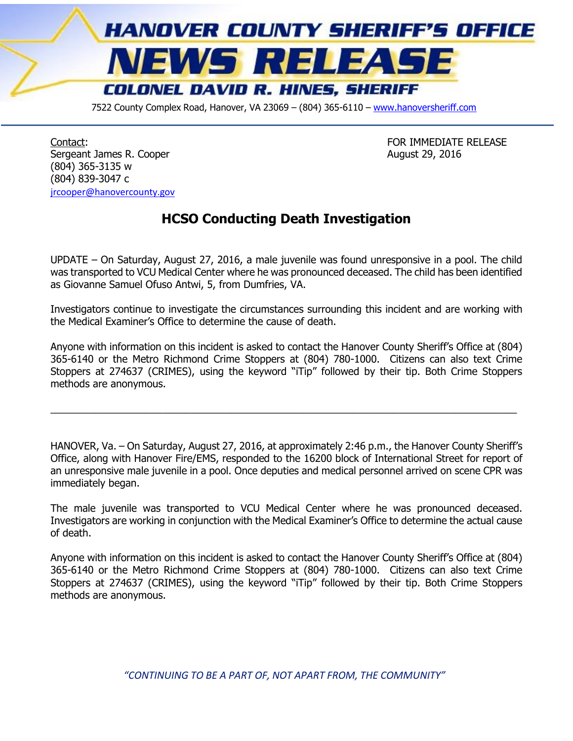# HANOVER COUNTY SHERIFF'S OFFICE

# NEWS RELEASE

## COLONEL DAVID R. HINES, SHERIFF

7522 County Complex Road, Hanover, VA 23069 – (804) 365-6110 – www.hanoversheriff.com

---

Contact:
Sergeant James R. Cooper
(804) 365-3135 w
(804) 839-3047 c
jrcooper@hanovercounty.gov

FOR IMMEDIATE RELEASE
August 29, 2016

## HCSO Conducting Death Investigation

UPDATE – On Saturday, August 27, 2016, a male juvenile was found unresponsive in a pool. The child was transported to VCU Medical Center where he was pronounced deceased. The child has been identified as Giovanne Samuel Ofuso Antwi, 5, from Dumfries, VA.

Investigators continue to investigate the circumstances surrounding this incident and are working with the Medical Examiner's Office to determine the cause of death.

Anyone with information on this incident is asked to contact the Hanover County Sheriff's Office at (804) 365-6140 or the Metro Richmond Crime Stoppers at (804) 780-1000. Citizens can also text Crime Stoppers at 274637 (CRIMES), using the keyword "iTip" followed by their tip. Both Crime Stoppers methods are anonymous.

---

HANOVER, Va. – On Saturday, August 27, 2016, at approximately 2:46 p.m., the Hanover County Sheriff's Office, along with Hanover Fire/EMS, responded to the 16200 block of International Street for report of an unresponsive male juvenile in a pool. Once deputies and medical personnel arrived on scene CPR was immediately began.

The male juvenile was transported to VCU Medical Center where he was pronounced deceased. Investigators are working in conjunction with the Medical Examiner's Office to determine the actual cause of death.

Anyone with information on this incident is asked to contact the Hanover County Sheriff's Office at (804) 365-6140 or the Metro Richmond Crime Stoppers at (804) 780-1000. Citizens can also text Crime Stoppers at 274637 (CRIMES), using the keyword "iTip" followed by their tip. Both Crime Stoppers methods are anonymous.

*"CONTINUING TO BE A PART OF, NOT APART FROM, THE COMMUNITY"*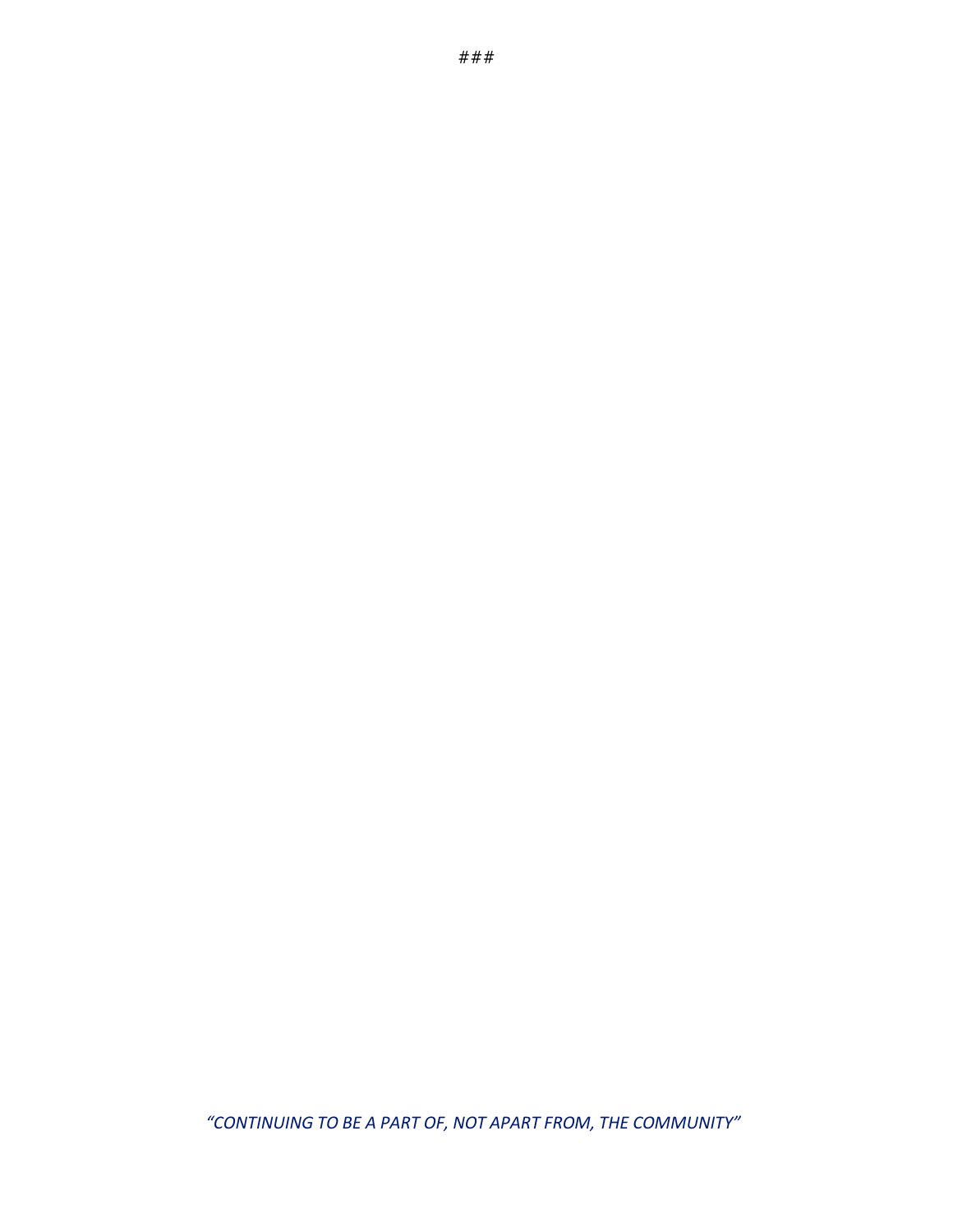###

*“CONTINUING TO BE A PART OF, NOT APART FROM, THE COMMUNITY”*